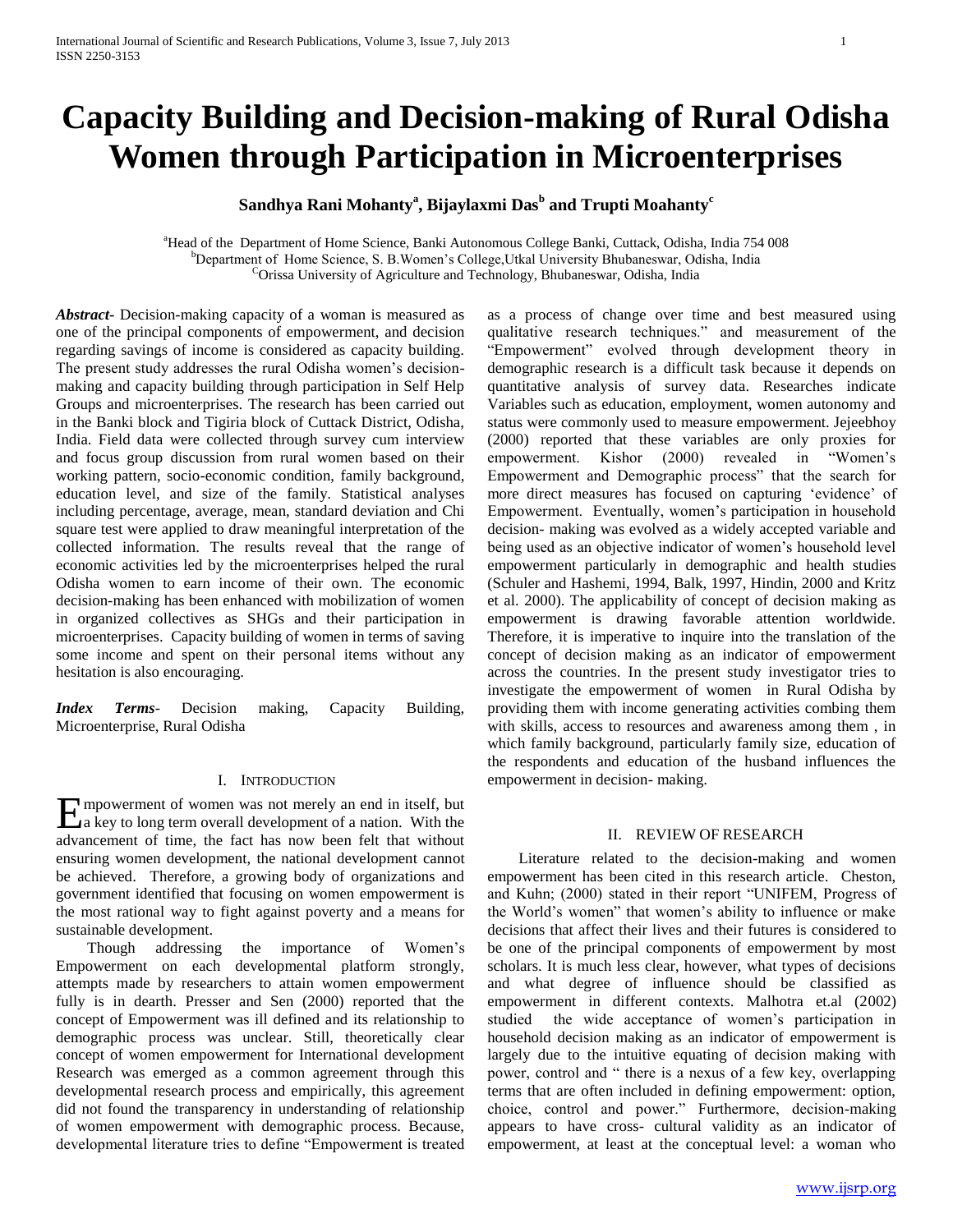# Capacity Building and Decision-making of Rural Odisha Women through Participation in Microenterprises

**Sandhya Rani Mohanty[a], Bijaylaxmi Das[b] and Trupti Moahanty[c]**

[a]Head of the Department of Home Science, Banki Autonomous College Banki, Cuttack, Odisha, India 754 008
[b]Department of Home Science, S. B.Women's College,Utkal University Bhubaneswar, Odisha, India
[C]Orissa University of Agriculture and Technology, Bhubaneswar, Odisha, India

***Abstract***- Decision-making capacity of a woman is measured as one of the principal components of empowerment, and decision regarding savings of income is considered as capacity building. The present study addresses the rural Odisha women's decision-making and capacity building through participation in Self Help Groups and microenterprises. The research has been carried out in the Banki block and Tigiria block of Cuttack District, Odisha, India. Field data were collected through survey cum interview and focus group discussion from rural women based on their working pattern, socio-economic condition, family background, education level, and size of the family. Statistical analyses including percentage, average, mean, standard deviation and Chi square test were applied to draw meaningful interpretation of the collected information. The results reveal that the range of economic activities led by the microenterprises helped the rural Odisha women to earn income of their own. The economic decision-making has been enhanced with mobilization of women in organized collectives as SHGs and their participation in microenterprises. Capacity building of women in terms of saving some income and spent on their personal items without any hesitation is also encouraging.

***Index Terms***- Decision making, Capacity Building, Microenterprise, Rural Odisha

## I. Introduction

Empowerment of women was not merely an end in itself, but a key to long term overall development of a nation. With the advancement of time, the fact has now been felt that without ensuring women development, the national development cannot be achieved. Therefore, a growing body of organizations and government identified that focusing on women empowerment is the most rational way to fight against poverty and a means for sustainable development.

Though addressing the importance of Women's Empowerment on each developmental platform strongly, attempts made by researchers to attain women empowerment fully is in dearth. Presser and Sen (2000) reported that the concept of Empowerment was ill defined and its relationship to demographic process was unclear. Still, theoretically clear concept of women empowerment for International development Research was emerged as a common agreement through this developmental research process and empirically, this agreement did not found the transparency in understanding of relationship of women empowerment with demographic process. Because, developmental literature tries to define "Empowerment is treated as a process of change over time and best measured using qualitative research techniques." and measurement of the "Empowerment" evolved through development theory in demographic research is a difficult task because it depends on quantitative analysis of survey data. Researches indicate Variables such as education, employment, women autonomy and status were commonly used to measure empowerment. Jejeebhoy (2000) reported that these variables are only proxies for empowerment. Kishor (2000) revealed in "Women's Empowerment and Demographic process" that the search for more direct measures has focused on capturing 'evidence' of Empowerment. Eventually, women's participation in household decision- making was evolved as a widely accepted variable and being used as an objective indicator of women's household level empowerment particularly in demographic and health studies (Schuler and Hashemi, 1994, Balk, 1997, Hindin, 2000 and Kritz et al. 2000). The applicability of concept of decision making as empowerment is drawing favorable attention worldwide. Therefore, it is imperative to inquire into the translation of the concept of decision making as an indicator of empowerment across the countries. In the present study investigator tries to investigate the empowerment of women in Rural Odisha by providing them with income generating activities combing them with skills, access to resources and awareness among them , in which family background, particularly family size, education of the respondents and education of the husband influences the empowerment in decision- making.

## II. Review of Research

Literature related to the decision-making and women empowerment has been cited in this research article. Cheston, and Kuhn; (2000) stated in their report "UNIFEM, Progress of the World's women" that women's ability to influence or make decisions that affect their lives and their futures is considered to be one of the principal components of empowerment by most scholars. It is much less clear, however, what types of decisions and what degree of influence should be classified as empowerment in different contexts. Malhotra et.al (2002) studied the wide acceptance of women's participation in household decision making as an indicator of empowerment is largely due to the intuitive equating of decision making with power, control and " there is a nexus of a few key, overlapping terms that are often included in defining empowerment: option, choice, control and power." Furthermore, decision-making appears to have cross- cultural validity as an indicator of empowerment, at least at the conceptual level: a woman who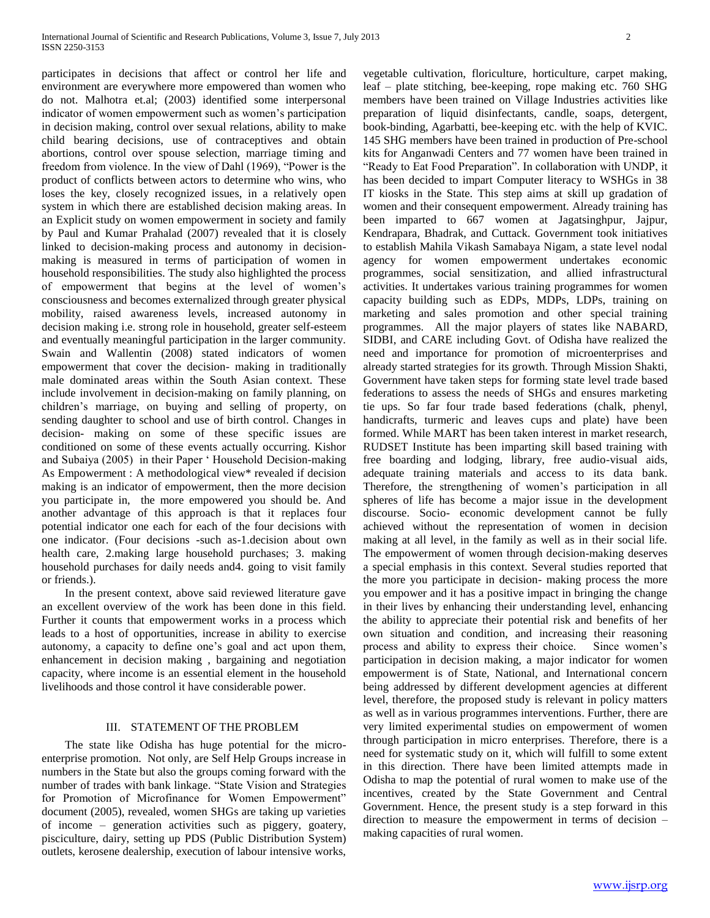participates in decisions that affect or control her life and environment are everywhere more empowered than women who do not. Malhotra et.al; (2003) identified some interpersonal indicator of women empowerment such as women's participation in decision making, control over sexual relations, ability to make child bearing decisions, use of contraceptives and obtain abortions, control over spouse selection, marriage timing and freedom from violence. In the view of Dahl (1969), "Power is the product of conflicts between actors to determine who wins, who loses the key, closely recognized issues, in a relatively open system in which there are established decision making areas. In an Explicit study on women empowerment in society and family by Paul and Kumar Prahalad (2007) revealed that it is closely linked to decision-making process and autonomy in decision-making is measured in terms of participation of women in household responsibilities. The study also highlighted the process of empowerment that begins at the level of women's consciousness and becomes externalized through greater physical mobility, raised awareness levels, increased autonomy in decision making i.e. strong role in household, greater self-esteem and eventually meaningful participation in the larger community. Swain and Wallentin (2008) stated indicators of women empowerment that cover the decision- making in traditionally male dominated areas within the South Asian context. These include involvement in decision-making on family planning, on children's marriage, on buying and selling of property, on sending daughter to school and use of birth control. Changes in decision- making on some of these specific issues are conditioned on some of these events actually occurring. Kishor and Subaiya (2005) in their Paper ' Household Decision-making As Empowerment : A methodological view* revealed if decision making is an indicator of empowerment, then the more decision you participate in, the more empowered you should be. And another advantage of this approach is that it replaces four potential indicator one each for each of the four decisions with one indicator. (Four decisions -such as-1.decision about own health care, 2.making large household purchases; 3. making household purchases for daily needs and4. going to visit family or friends.).

In the present context, above said reviewed literature gave an excellent overview of the work has been done in this field. Further it counts that empowerment works in a process which leads to a host of opportunities, increase in ability to exercise autonomy, a capacity to define one's goal and act upon them, enhancement in decision making , bargaining and negotiation capacity, where income is an essential element in the household livelihoods and those control it have considerable power.

## III. Statement of the Problem

The state like Odisha has huge potential for the micro-enterprise promotion. Not only, are Self Help Groups increase in numbers in the State but also the groups coming forward with the number of trades with bank linkage. "State Vision and Strategies for Promotion of Microfinance for Women Empowerment" document (2005), revealed, women SHGs are taking up varieties of income – generation activities such as piggery, goatery, pisciculture, dairy, setting up PDS (Public Distribution System) outlets, kerosene dealership, execution of labour intensive works, vegetable cultivation, floriculture, horticulture, carpet making, leaf – plate stitching, bee-keeping, rope making etc. 760 SHG members have been trained on Village Industries activities like preparation of liquid disinfectants, candle, soaps, detergent, book-binding, Agarbatti, bee-keeping etc. with the help of KVIC. 145 SHG members have been trained in production of Pre-school kits for Anganwadi Centers and 77 women have been trained in "Ready to Eat Food Preparation". In collaboration with UNDP, it has been decided to impart Computer literacy to WSHGs in 38 IT kiosks in the State. This step aims at skill up gradation of women and their consequent empowerment. Already training has been imparted to 667 women at Jagatsinghpur, Jajpur, Kendrapara, Bhadrak, and Cuttack. Government took initiatives to establish Mahila Vikash Samabaya Nigam, a state level nodal agency for women empowerment undertakes economic programmes, social sensitization, and allied infrastructural activities. It undertakes various training programmes for women capacity building such as EDPs, MDPs, LDPs, training on marketing and sales promotion and other special training programmes. All the major players of states like NABARD, SIDBI, and CARE including Govt. of Odisha have realized the need and importance for promotion of microenterprises and already started strategies for its growth. Through Mission Shakti, Government have taken steps for forming state level trade based federations to assess the needs of SHGs and ensures marketing tie ups. So far four trade based federations (chalk, phenyl, handicrafts, turmeric and leaves cups and plate) have been formed. While MART has been taken interest in market research, RUDSET Institute has been imparting skill based training with free boarding and lodging, library, free audio-visual aids, adequate training materials and access to its data bank. Therefore, the strengthening of women's participation in all spheres of life has become a major issue in the development discourse. Socio- economic development cannot be fully achieved without the representation of women in decision making at all level, in the family as well as in their social life. The empowerment of women through decision-making deserves a special emphasis in this context. Several studies reported that the more you participate in decision- making process the more you empower and it has a positive impact in bringing the change in their lives by enhancing their understanding level, enhancing the ability to appreciate their potential risk and benefits of her own situation and condition, and increasing their reasoning process and ability to express their choice. Since women's participation in decision making, a major indicator for women empowerment is of State, National, and International concern being addressed by different development agencies at different level, therefore, the proposed study is relevant in policy matters as well as in various programmes interventions. Further, there are very limited experimental studies on empowerment of women through participation in micro enterprises. Therefore, there is a need for systematic study on it, which will fulfill to some extent in this direction. There have been limited attempts made in Odisha to map the potential of rural women to make use of the incentives, created by the State Government and Central Government. Hence, the present study is a step forward in this direction to measure the empowerment in terms of decision – making capacities of rural women.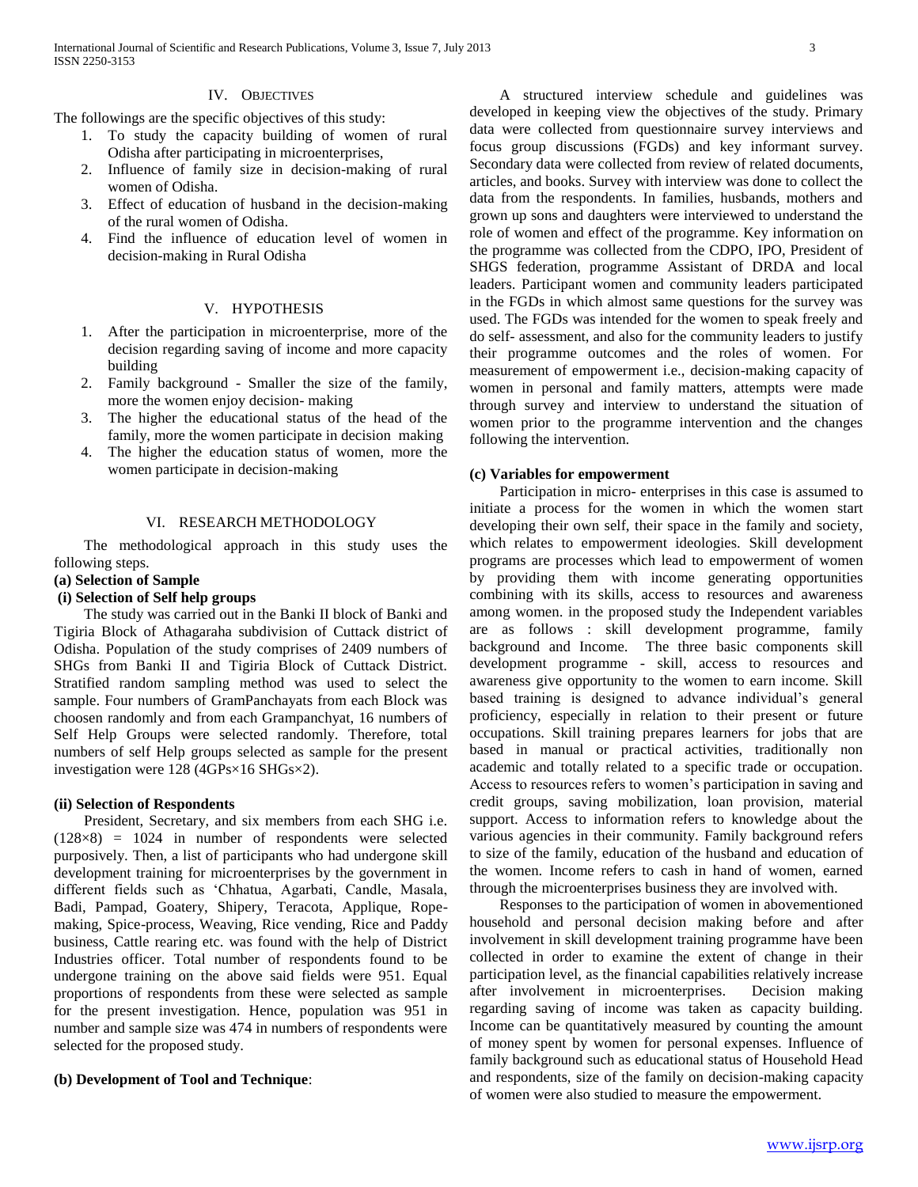## IV. OBJECTIVES

The followings are the specific objectives of this study:

1. To study the capacity building of women of rural Odisha after participating in microenterprises,
2. Influence of family size in decision-making of rural women of Odisha.
3. Effect of education of husband in the decision-making of the rural women of Odisha.
4. Find the influence of education level of women in decision-making in Rural Odisha

## V. HYPOTHESIS

1. After the participation in microenterprise, more of the decision regarding saving of income and more capacity building
2. Family background - Smaller the size of the family, more the women enjoy decision- making
3. The higher the educational status of the head of the family, more the women participate in decision making
4. The higher the education status of women, more the women participate in decision-making

## VI. RESEARCH METHODOLOGY

The methodological approach in this study uses the following steps.

### (a) Selection of Sample

#### (i) Selection of Self help groups

The study was carried out in the Banki II block of Banki and Tigiria Block of Athagaraha subdivision of Cuttack district of Odisha. Population of the study comprises of 2409 numbers of SHGs from Banki II and Tigiria Block of Cuttack District. Stratified random sampling method was used to select the sample. Four numbers of GramPanchayats from each Block was choosen randomly and from each Grampanchyat, 16 numbers of Self Help Groups were selected randomly. Therefore, total numbers of self Help groups selected as sample for the present investigation were 128 (4GPs×16 SHGs×2).

#### (ii) Selection of Respondents

President, Secretary, and six members from each SHG i.e. (128×8) = 1024 in number of respondents were selected purposively. Then, a list of participants who had undergone skill development training for microenterprises by the government in different fields such as 'Chhatua, Agarbati, Candle, Masala, Badi, Pampad, Goatery, Shipery, Teracota, Applique, Rope-making, Spice-process, Weaving, Rice vending, Rice and Paddy business, Cattle rearing etc. was found with the help of District Industries officer. Total number of respondents found to be undergone training on the above said fields were 951. Equal proportions of respondents from these were selected as sample for the present investigation. Hence, population was 951 in number and sample size was 474 in numbers of respondents were selected for the proposed study.

### (b) Development of Tool and Technique:

A structured interview schedule and guidelines was developed in keeping view the objectives of the study. Primary data were collected from questionnaire survey interviews and focus group discussions (FGDs) and key informant survey. Secondary data were collected from review of related documents, articles, and books. Survey with interview was done to collect the data from the respondents. In families, husbands, mothers and grown up sons and daughters were interviewed to understand the role of women and effect of the programme. Key information on the programme was collected from the CDPO, IPO, President of SHGS federation, programme Assistant of DRDA and local leaders. Participant women and community leaders participated in the FGDs in which almost same questions for the survey was used. The FGDs was intended for the women to speak freely and do self- assessment, and also for the community leaders to justify their programme outcomes and the roles of women. For measurement of empowerment i.e., decision-making capacity of women in personal and family matters, attempts were made through survey and interview to understand the situation of women prior to the programme intervention and the changes following the intervention.

### (c) Variables for empowerment

Participation in micro- enterprises in this case is assumed to initiate a process for the women in which the women start developing their own self, their space in the family and society, which relates to empowerment ideologies. Skill development programs are processes which lead to empowerment of women by providing them with income generating opportunities combining with its skills, access to resources and awareness among women. in the proposed study the Independent variables are as follows : skill development programme, family background and Income. The three basic components skill development programme - skill, access to resources and awareness give opportunity to the women to earn income. Skill based training is designed to advance individual's general proficiency, especially in relation to their present or future occupations. Skill training prepares learners for jobs that are based in manual or practical activities, traditionally non academic and totally related to a specific trade or occupation. Access to resources refers to women's participation in saving and credit groups, saving mobilization, loan provision, material support. Access to information refers to knowledge about the various agencies in their community. Family background refers to size of the family, education of the husband and education of the women. Income refers to cash in hand of women, earned through the microenterprises business they are involved with.

Responses to the participation of women in abovementioned household and personal decision making before and after involvement in skill development training programme have been collected in order to examine the extent of change in their participation level, as the financial capabilities relatively increase after involvement in microenterprises. Decision making regarding saving of income was taken as capacity building. Income can be quantitatively measured by counting the amount of money spent by women for personal expenses. Influence of family background such as educational status of Household Head and respondents, size of the family on decision-making capacity of women were also studied to measure the empowerment.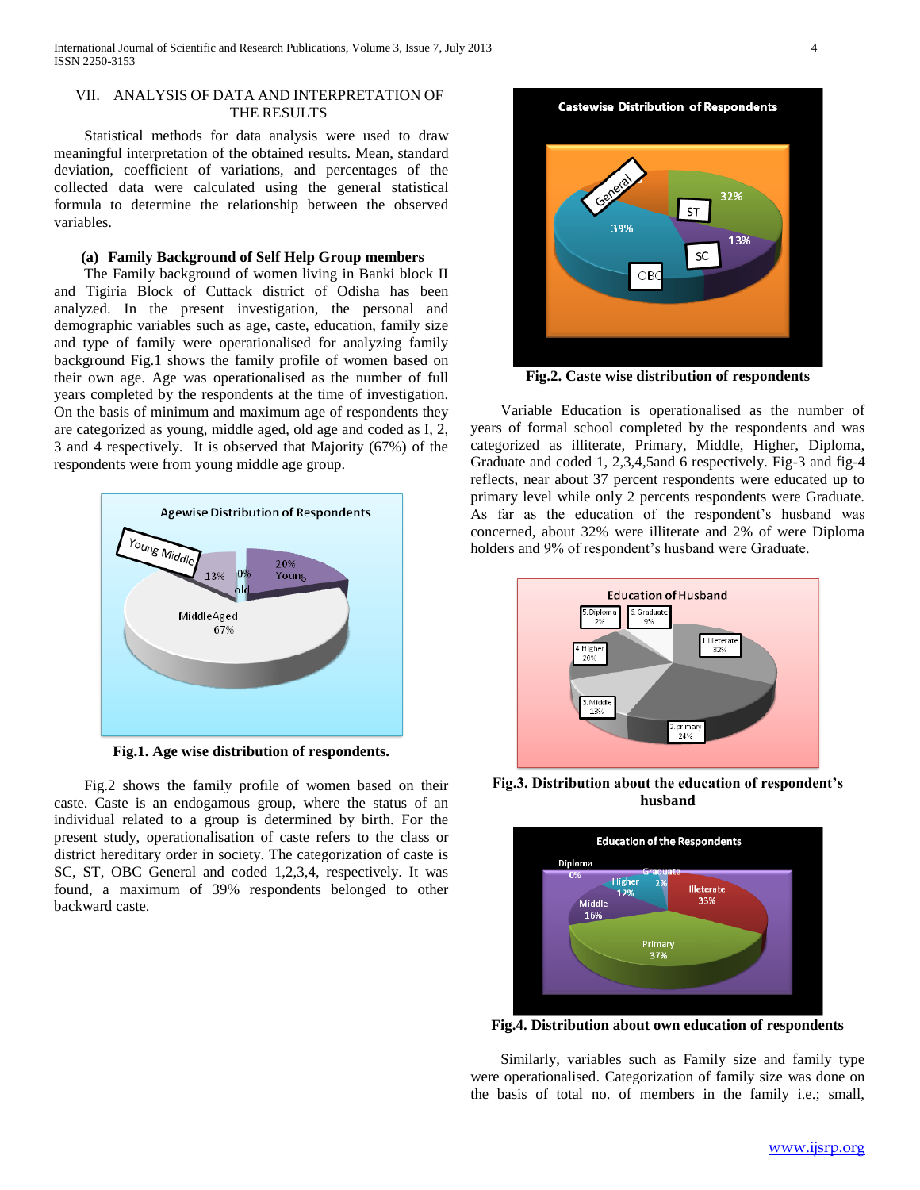## VII. ANALYSIS OF DATA AND INTERPRETATION OF THE RESULTS

Statistical methods for data analysis were used to draw meaningful interpretation of the obtained results. Mean, standard deviation, coefficient of variations, and percentages of the collected data were calculated using the general statistical formula to determine the relationship between the observed variables.

### (a) Family Background of Self Help Group members

The Family background of women living in Banki block II and Tigiria Block of Cuttack district of Odisha has been analyzed. In the present investigation, the personal and demographic variables such as age, caste, education, family size and type of family were operationalised for analyzing family background Fig.1 shows the family profile of women based on their own age. Age was operationalised as the number of full years completed by the respondents at the time of investigation. On the basis of minimum and maximum age of respondents they are categorized as young, middle aged, old age and coded as I, 2, 3 and 4 respectively. It is observed that Majority (67%) of the respondents were from young middle age group.

**Fig.1. Age wise distribution of respondents.**

Fig.2 shows the family profile of women based on their caste. Caste is an endogamous group, where the status of an individual related to a group is determined by birth. For the present study, operationalisation of caste refers to the class or district hereditary order in society. The categorization of caste is SC, ST, OBC General and coded 1,2,3,4, respectively. It was found, a maximum of 39% respondents belonged to other backward caste.

**Fig.2. Caste wise distribution of respondents**

Variable Education is operationalised as the number of years of formal school completed by the respondents and was categorized as illiterate, Primary, Middle, Higher, Diploma, Graduate and coded 1, 2,3,4,5and 6 respectively. Fig-3 and fig-4 reflects, near about 37 percent respondents were educated up to primary level while only 2 percents respondents were Graduate. As far as the education of the respondent's husband was concerned, about 32% were illiterate and 2% of were Diploma holders and 9% of respondent's husband were Graduate.

**Fig.3. Distribution about the education of respondent's husband**

**Fig.4. Distribution about own education of respondents**

Similarly, variables such as Family size and family type were operationalised. Categorization of family size was done on the basis of total no. of members in the family i.e.; small,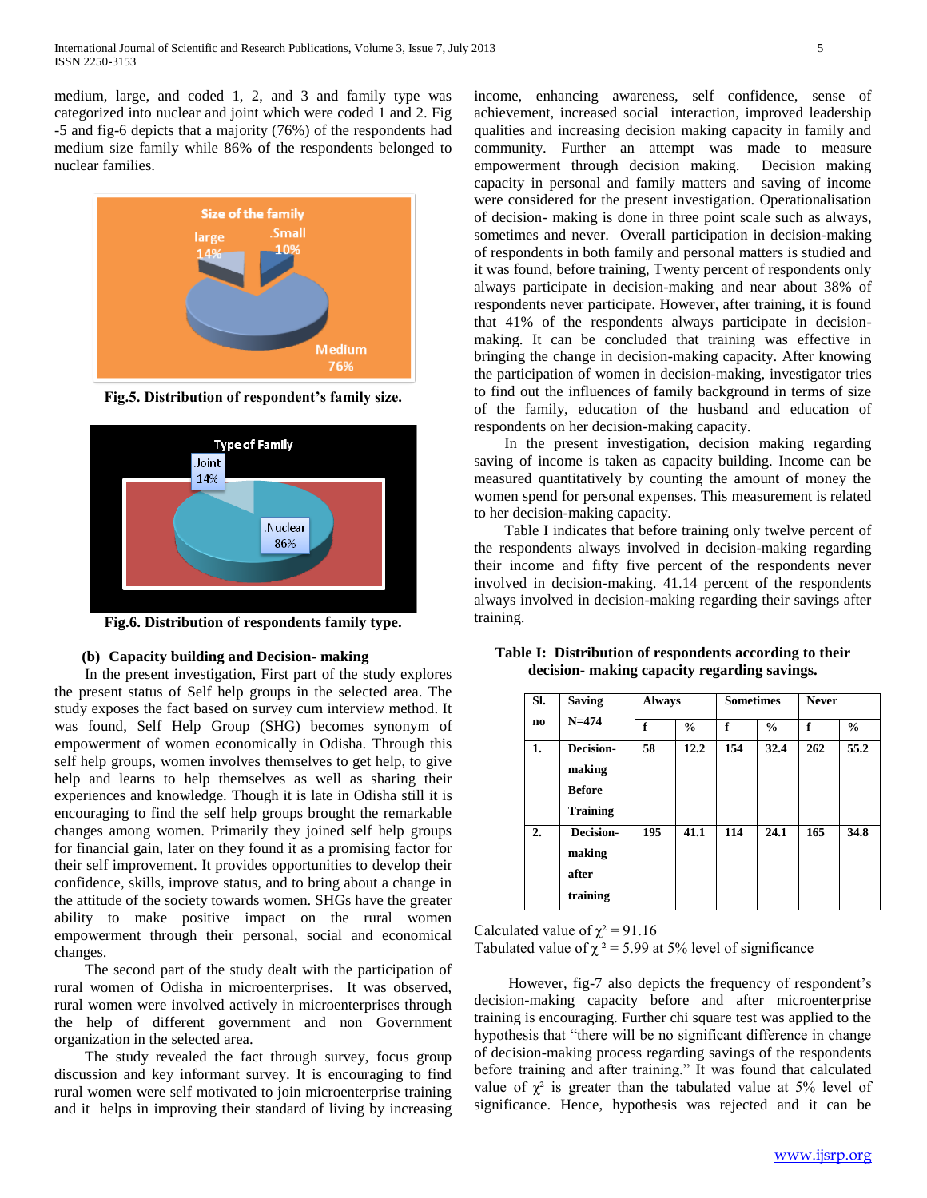medium, large, and coded 1, 2, and 3 and family type was categorized into nuclear and joint which were coded 1 and 2. Fig -5 and fig-6 depicts that a majority (76%) of the respondents had medium size family while 86% of the respondents belonged to nuclear families.

**Fig.5. Distribution of respondent's family size.**

**Fig.6. Distribution of respondents family type.**

### (b) Capacity building and Decision- making

In the present investigation, First part of the study explores the present status of Self help groups in the selected area. The study exposes the fact based on survey cum interview method. It was found, Self Help Group (SHG) becomes synonym of empowerment of women economically in Odisha. Through this self help groups, women involves themselves to get help, to give help and learns to help themselves as well as sharing their experiences and knowledge. Though it is late in Odisha still it is encouraging to find the self help groups brought the remarkable changes among women. Primarily they joined self help groups for financial gain, later on they found it as a promising factor for their self improvement. It provides opportunities to develop their confidence, skills, improve status, and to bring about a change in the attitude of the society towards women. SHGs have the greater ability to make positive impact on the rural women empowerment through their personal, social and economical changes.

The second part of the study dealt with the participation of rural women of Odisha in microenterprises. It was observed, rural women were involved actively in microenterprises through the help of different government and non Government organization in the selected area.

The study revealed the fact through survey, focus group discussion and key informant survey. It is encouraging to find rural women were self motivated to join microenterprise training and it helps in improving their standard of living by increasing income, enhancing awareness, self confidence, sense of achievement, increased social interaction, improved leadership qualities and increasing decision making capacity in family and community. Further an attempt was made to measure empowerment through decision making. Decision making capacity in personal and family matters and saving of income were considered for the present investigation. Operationalisation of decision- making is done in three point scale such as always, sometimes and never. Overall participation in decision-making of respondents in both family and personal matters is studied and it was found, before training, Twenty percent of respondents only always participate in decision-making and near about 38% of respondents never participate. However, after training, it is found that 41% of the respondents always participate in decision-making. It can be concluded that training was effective in bringing the change in decision-making capacity. After knowing the participation of women in decision-making, investigator tries to find out the influences of family background in terms of size of the family, education of the husband and education of respondents on her decision-making capacity.

In the present investigation, decision making regarding saving of income is taken as capacity building. Income can be measured quantitatively by counting the amount of money the women spend for personal expenses. This measurement is related to her decision-making capacity.

Table I indicates that before training only twelve percent of the respondents always involved in decision-making regarding their income and fifty five percent of the respondents never involved in decision-making. 41.14 percent of the respondents always involved in decision-making regarding their savings after training.

**Table I: Distribution of respondents according to their decision- making capacity regarding savings.**

| Sl. no | Saving N=474 | Always | | Sometimes | | Never | |
|---|---|---|---|---|---|---|---|
| | | f | % | f | % | f | % |
| 1. | Decision-making Before Training | 58 | 12.2 | 154 | 32.4 | 262 | 55.2 |
| 2. | Decision-making after training | 195 | 41.1 | 114 | 24.1 | 165 | 34.8 |

Calculated value of $\chi^2 = 91.16$
Tabulated value of $\chi^2 = 5.99$ at 5% level of significance

However, fig-7 also depicts the frequency of respondent's decision-making capacity before and after microenterprise training is encouraging. Further chi square test was applied to the hypothesis that "there will be no significant difference in change of decision-making process regarding savings of the respondents before training and after training." It was found that calculated value of $\chi^2$ is greater than the tabulated value at 5% level of significance. Hence, hypothesis was rejected and it can be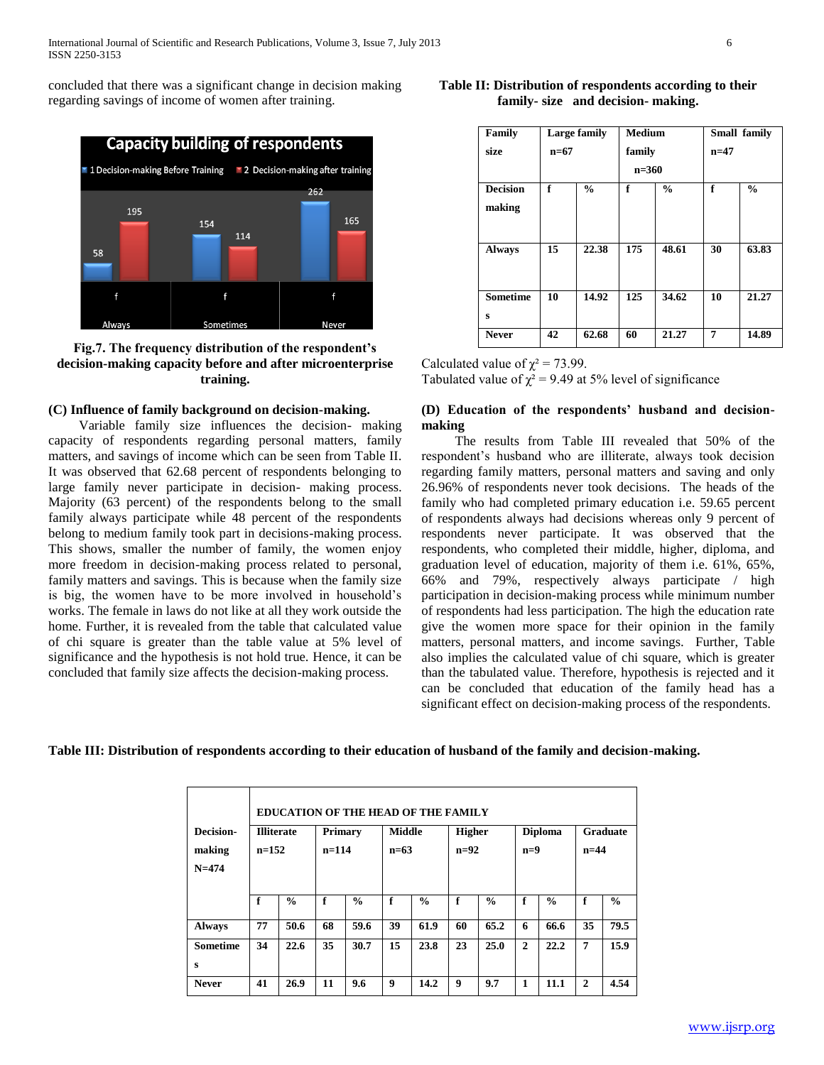concluded that there was a significant change in decision making regarding savings of income of women after training.

**Fig.7. The frequency distribution of the respondent's decision-making capacity before and after microenterprise training.**

### (C) Influence of family background on decision-making.

Variable family size influences the decision- making capacity of respondents regarding personal matters, family matters, and savings of income which can be seen from Table II. It was observed that 62.68 percent of respondents belonging to large family never participate in decision- making process. Majority (63 percent) of the respondents belong to the small family always participate while 48 percent of the respondents belong to medium family took part in decisions-making process. This shows, smaller the number of family, the women enjoy more freedom in decision-making process related to personal, family matters and savings. This is because when the family size is big, the women have to be more involved in household's works. The female in laws do not like at all they work outside the home. Further, it is revealed from the table that calculated value of chi square is greater than the table value at 5% level of significance and the hypothesis is not hold true. Hence, it can be concluded that family size affects the decision-making process.

**Table II: Distribution of respondents according to their family- size and decision- making.**

| Family size | Large family n=67 | | Medium family n=360 | | Small family n=47 | |
|---|---|---|---|---|---|---|
| Decision making | f | % | f | % | f | % |
| Always | 15 | 22.38 | 175 | 48.61 | 30 | 63.83 |
| Sometimes | 10 | 14.92 | 125 | 34.62 | 10 | 21.27 |
| Never | 42 | 62.68 | 60 | 21.27 | 7 | 14.89 |

Calculated value of $\chi^2 = 73.99$.
Tabulated value of $\chi^2 = 9.49$ at 5% level of significance

### (D) Education of the respondents' husband and decision-making

The results from Table III revealed that 50% of the respondent's husband who are illiterate, always took decision regarding family matters, personal matters and saving and only 26.96% of respondents never took decisions. The heads of the family who had completed primary education i.e. 59.65 percent of respondents always had decisions whereas only 9 percent of respondents never participate. It was observed that the respondents, who completed their middle, higher, diploma, and graduation level of education, majority of them i.e. 61%, 65%, 66% and 79%, respectively always participate / high participation in decision-making process while minimum number of respondents had less participation. The high the education rate give the women more space for their opinion in the family matters, personal matters, and income savings. Further, Table also implies the calculated value of chi square, which is greater than the tabulated value. Therefore, hypothesis is rejected and it can be concluded that education of the family head has a significant effect on decision-making process of the respondents.

**Table III: Distribution of respondents according to their education of husband of the family and decision-making.**

| Decision-making N=474 | EDUCATION OF THE HEAD OF THE FAMILY | | | | | | | | | | | |
|---|---|---|---|---|---|---|---|---|---|---|---|---|
| | Illiterate n=152 | | Primary n=114 | | Middle n=63 | | Higher n=92 | | Diploma n=9 | | Graduate n=44 | |
| | f | % | f | % | f | % | f | % | f | % | f | % |
| Always | 77 | 50.6 | 68 | 59.6 | 39 | 61.9 | 60 | 65.2 | 6 | 66.6 | 35 | 79.5 |
| Sometimes | 34 | 22.6 | 35 | 30.7 | 15 | 23.8 | 23 | 25.0 | 2 | 22.2 | 7 | 15.9 |
| Never | 41 | 26.9 | 11 | 9.6 | 9 | 14.2 | 9 | 9.7 | 1 | 11.1 | 2 | 4.54 |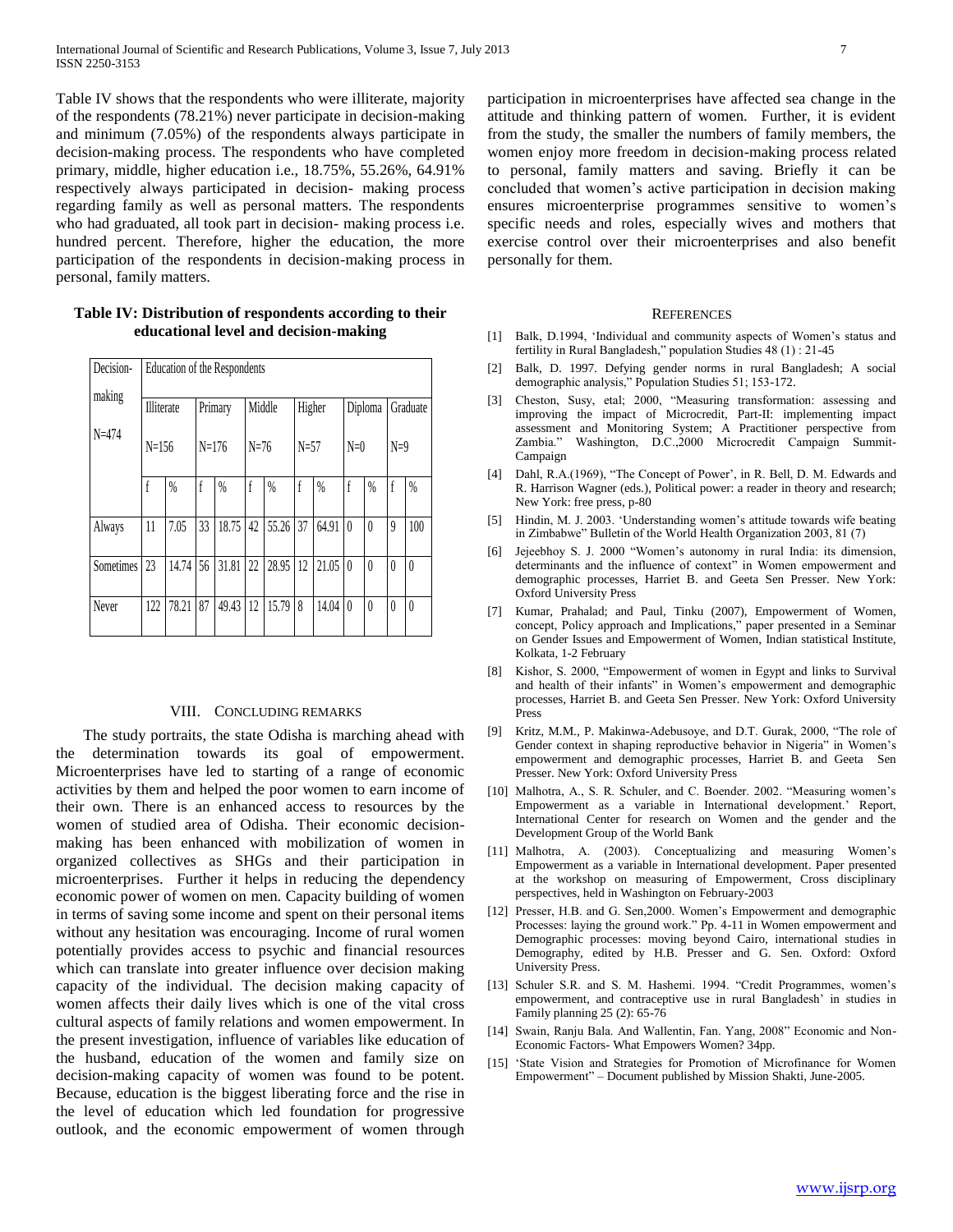Table IV shows that the respondents who were illiterate, majority of the respondents (78.21%) never participate in decision-making and minimum (7.05%) of the respondents always participate in decision-making process. The respondents who have completed primary, middle, higher education i.e., 18.75%, 55.26%, 64.91% respectively always participated in decision- making process regarding family as well as personal matters. The respondents who had graduated, all took part in decision- making process i.e. hundred percent. Therefore, higher the education, the more participation of the respondents in decision-making process in personal, family matters.

**Table IV: Distribution of respondents according to their educational level and decision-making**

| Decision-making N=474 | Education of the Respondents | | | | | | | | | | | |
|---|---|---|---|---|---|---|---|---|---|---|---|---|
| | Illiterate N=156 | | Primary N=176 | | Middle N=76 | | Higher N=57 | | Diploma N=0 | | Graduate N=9 | |
| | f | % | f | % | f | % | f | % | f | % | f | % |
| Always | 11 | 7.05 | 33 | 18.75 | 42 | 55.26 | 37 | 64.91 | 0 | 0 | 9 | 100 |
| Sometimes | 23 | 14.74 | 56 | 31.81 | 22 | 28.95 | 12 | 21.05 | 0 | 0 | 0 | 0 |
| Never | 122 | 78.21 | 87 | 49.43 | 12 | 15.79 | 8 | 14.04 | 0 | 0 | 0 | 0 |

## VIII. Concluding Remarks

The study portraits, the state Odisha is marching ahead with the determination towards its goal of empowerment. Microenterprises have led to starting of a range of economic activities by them and helped the poor women to earn income of their own. There is an enhanced access to resources by the women of studied area of Odisha. Their economic decision-making has been enhanced with mobilization of women in organized collectives as SHGs and their participation in microenterprises. Further it helps in reducing the dependency economic power of women on men. Capacity building of women in terms of saving some income and spent on their personal items without any hesitation was encouraging. Income of rural women potentially provides access to psychic and financial resources which can translate into greater influence over decision making capacity of the individual. The decision making capacity of women affects their daily lives which is one of the vital cross cultural aspects of family relations and women empowerment. In the present investigation, influence of variables like education of the husband, education of the women and family size on decision-making capacity of women was found to be potent. Because, education is the biggest liberating force and the rise in the level of education which led foundation for progressive outlook, and the economic empowerment of women through participation in microenterprises have affected sea change in the attitude and thinking pattern of women. Further, it is evident from the study, the smaller the numbers of family members, the women enjoy more freedom in decision-making process related to personal, family matters and saving. Briefly it can be concluded that women's active participation in decision making ensures microenterprise programmes sensitive to women's specific needs and roles, especially wives and mothers that exercise control over their microenterprises and also benefit personally for them.

## References

[1] Balk, D.1994, 'Individual and community aspects of Women's status and fertility in Rural Bangladesh," population Studies 48 (1) : 21-45

[2] Balk, D. 1997. Defying gender norms in rural Bangladesh; A social demographic analysis," Population Studies 51; 153-172.

[3] Cheston, Susy, etal; 2000, "Measuring transformation: assessing and improving the impact of Microcredit, Part-II: implementing impact assessment and Monitoring System; A Practitioner perspective from Zambia." Washington, D.C.,2000 Microcredit Campaign Summit-Campaign

[4] Dahl, R.A.(1969), "The Concept of Power', in R. Bell, D. M. Edwards and R. Harrison Wagner (eds.), Political power: a reader in theory and research; New York: free press, p-80

[5] Hindin, M. J. 2003. 'Understanding women's attitude towards wife beating in Zimbabwe" Bulletin of the World Health Organization 2003, 81 (7)

[6] Jejeebhoy S. J. 2000 "Women's autonomy in rural India: its dimension, determinants and the influence of context" in Women empowerment and demographic processes, Harriet B. and Geeta Sen Presser. New York: Oxford University Press

[7] Kumar, Prahalad; and Paul, Tinku (2007), Empowerment of Women, concept, Policy approach and Implications," paper presented in a Seminar on Gender Issues and Empowerment of Women, Indian statistical Institute, Kolkata, 1-2 February

[8] Kishor, S. 2000, "Empowerment of women in Egypt and links to Survival and health of their infants" in Women's empowerment and demographic processes, Harriet B. and Geeta Sen Presser. New York: Oxford University Press

[9] Kritz, M.M., P. Makinwa-Adebusoye, and D.T. Gurak, 2000, "The role of Gender context in shaping reproductive behavior in Nigeria" in Women's empowerment and demographic processes, Harriet B. and Geeta Sen Presser. New York: Oxford University Press

[10] Malhotra, A., S. R. Schuler, and C. Boender. 2002. "Measuring women's Empowerment as a variable in International development.' Report, International Center for research on Women and the gender and the Development Group of the World Bank

[11] Malhotra, A. (2003). Conceptualizing and measuring Women's Empowerment as a variable in International development. Paper presented at the workshop on measuring of Empowerment, Cross disciplinary perspectives, held in Washington on February-2003

[12] Presser, H.B. and G. Sen,2000. Women's Empowerment and demographic Processes: laying the ground work." Pp. 4-11 in Women empowerment and Demographic processes: moving beyond Cairo, international studies in Demography, edited by H.B. Presser and G. Sen. Oxford: Oxford University Press.

[13] Schuler S.R. and S. M. Hashemi. 1994. "Credit Programmes, women's empowerment, and contraceptive use in rural Bangladesh' in studies in Family planning 25 (2): 65-76

[14] Swain, Ranju Bala. And Wallentin, Fan. Yang, 2008" Economic and Non-Economic Factors- What Empowers Women? 34pp.

[15] 'State Vision and Strategies for Promotion of Microfinance for Women Empowerment" – Document published by Mission Shakti, June-2005.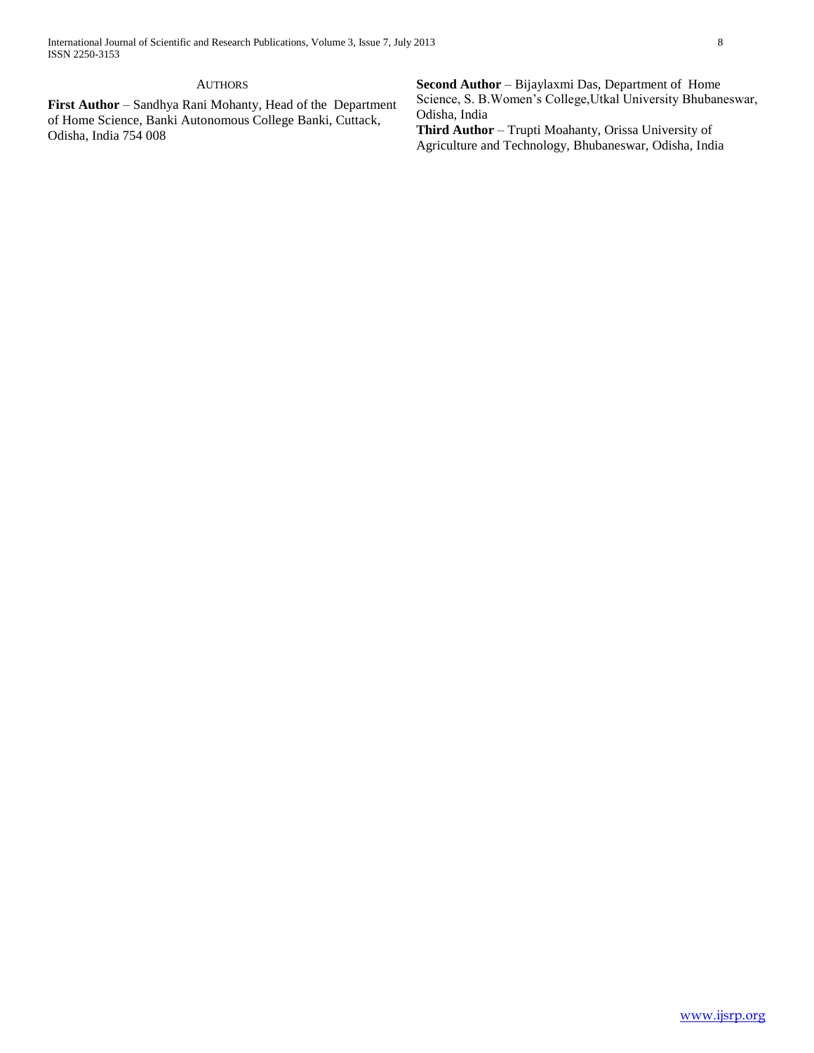### AUTHORS

**First Author** – Sandhya Rani Mohanty, Head of the Department of Home Science, Banki Autonomous College Banki, Cuttack, Odisha, India 754 008

**Second Author** – Bijaylaxmi Das, Department of Home Science, S. B.Women's College,Utkal University Bhubaneswar, Odisha, India

**Third Author** – Trupti Moahanty, Orissa University of Agriculture and Technology, Bhubaneswar, Odisha, India